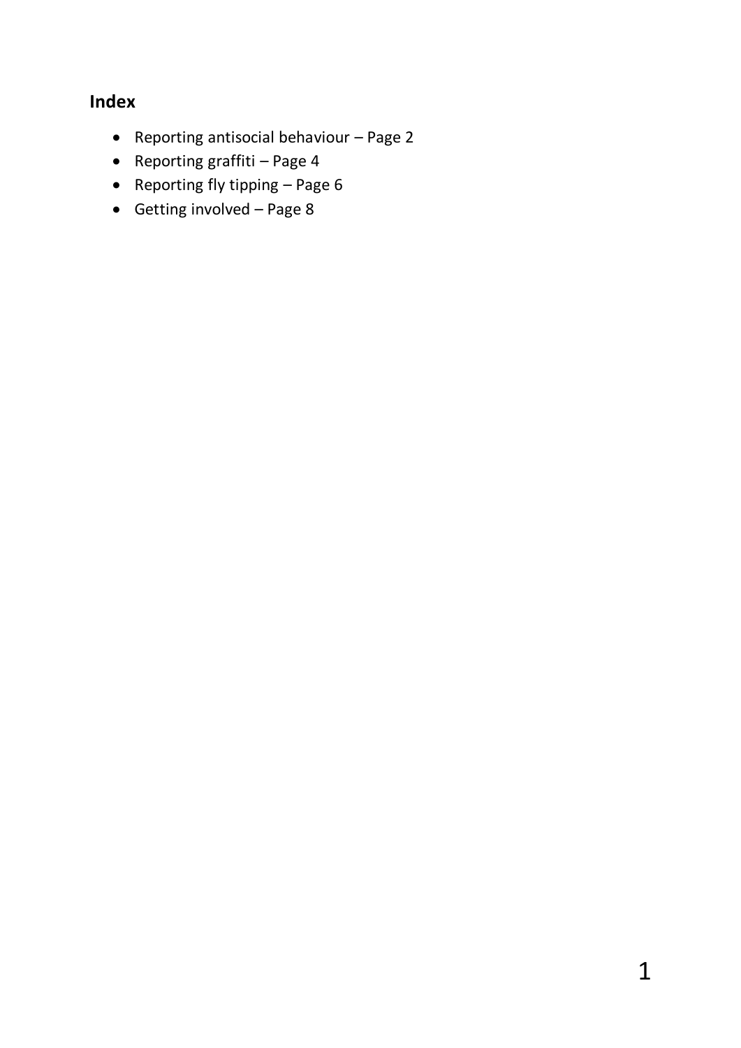## Index

- Reporting antisocial behaviour – Page 2
- Reporting graffiti – Page 4
- Reporting fly tipping – Page 6
- Getting involved – Page 8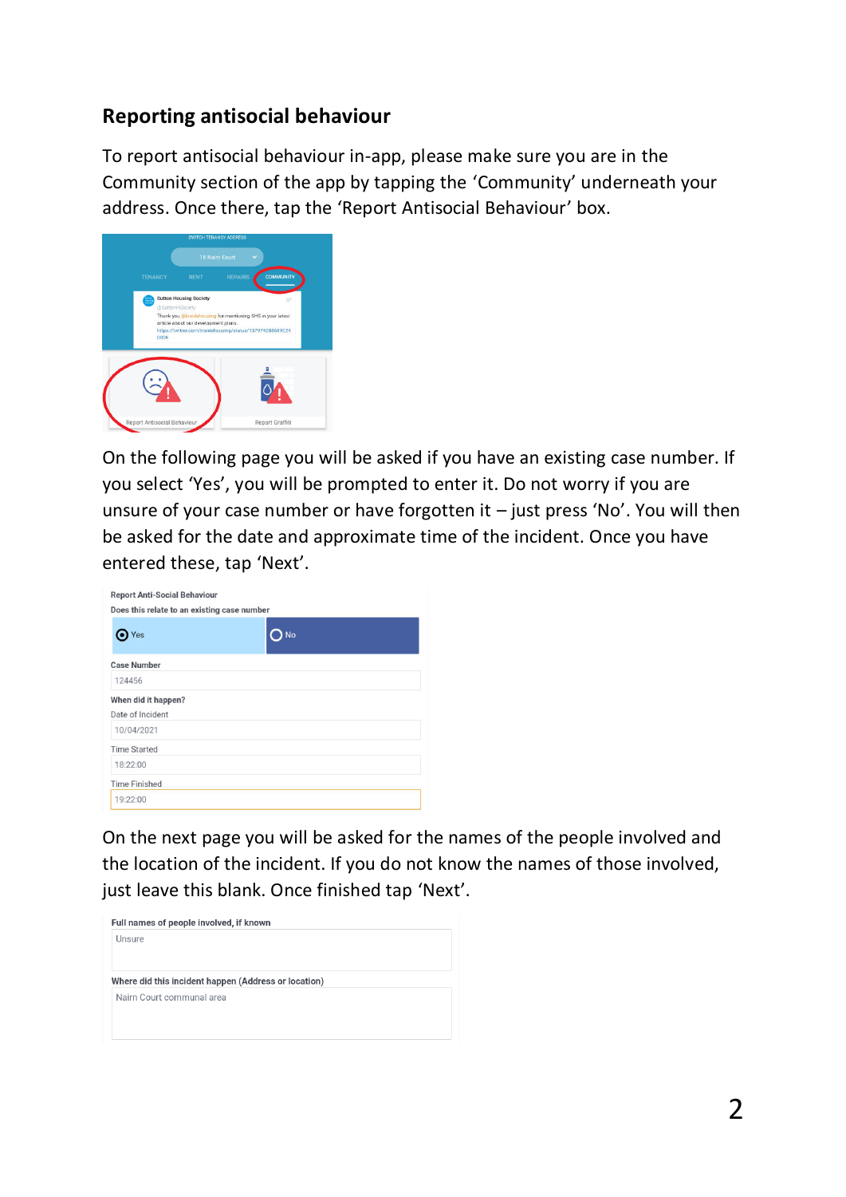## Reporting antisocial behaviour

To report antisocial behaviour in-app, please make sure you are in the Community section of the app by tapping the 'Community' underneath your address. Once there, tap the 'Report Antisocial Behaviour' box.

On the following page you will be asked if you have an existing case number. If you select 'Yes', you will be prompted to enter it. Do not worry if you are unsure of your case number or have forgotten it – just press 'No'. You will then be asked for the date and approximate time of the incident. Once you have entered these, tap 'Next'.

On the next page you will be asked for the names of the people involved and the location of the incident. If you do not know the names of those involved, just leave this blank. Once finished tap 'Next'.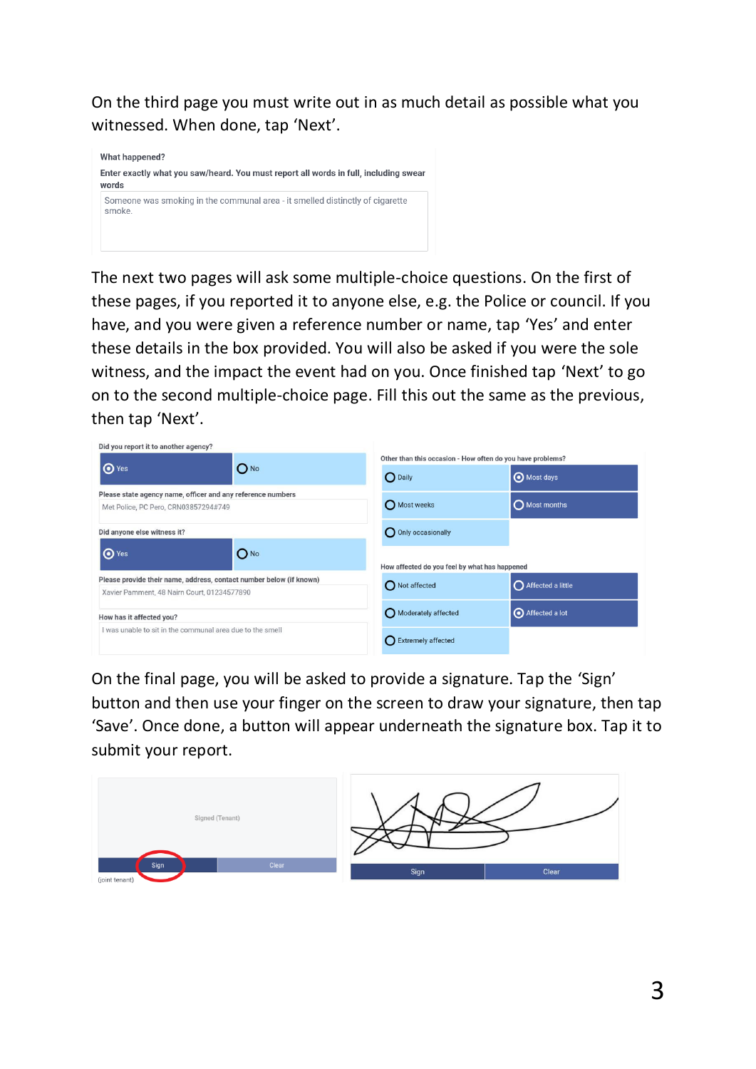On the third page you must write out in as much detail as possible what you witnessed. When done, tap 'Next'.

What happened?

Enter exactly what you saw/heard. You must report all words in full, including swear words

Someone was smoking in the communal area - it smelled distinctly of cigarette smoke.

The next two pages will ask some multiple-choice questions. On the first of these pages, if you reported it to anyone else, e.g. the Police or council. If you have, and you were given a reference number or name, tap 'Yes' and enter these details in the box provided. You will also be asked if you were the sole witness, and the impact the event had on you. Once finished tap 'Next' to go on to the second multiple-choice page. Fill this out the same as the previous, then tap 'Next'.

Did you report it to another agency?

Yes | No

Please state agency name, officer and any reference numbers

Met Police, PC Pero, CRN03857294#749

Did anyone else witness it?

Yes | No

Please provide their name, address, contact number below (if known)

Xavier Pamment, 48 Nairn Court, 01234577890

How has it affected you?

I was unable to sit in the communal area due to the smell

Other than this occasion - How often do you have problems?

Daily | Most days | Most weeks | Most months | Only occasionally

How affected do you feel by what has happened

Not affected | Affected a little | Moderately affected | Affected a lot | Extremely affected

On the final page, you will be asked to provide a signature. Tap the 'Sign' button and then use your finger on the screen to draw your signature, then tap 'Save'. Once done, a button will appear underneath the signature box. Tap it to submit your report.

Signed (Tenant)

Sign | Clear

(joint tenant)

Sign | Clear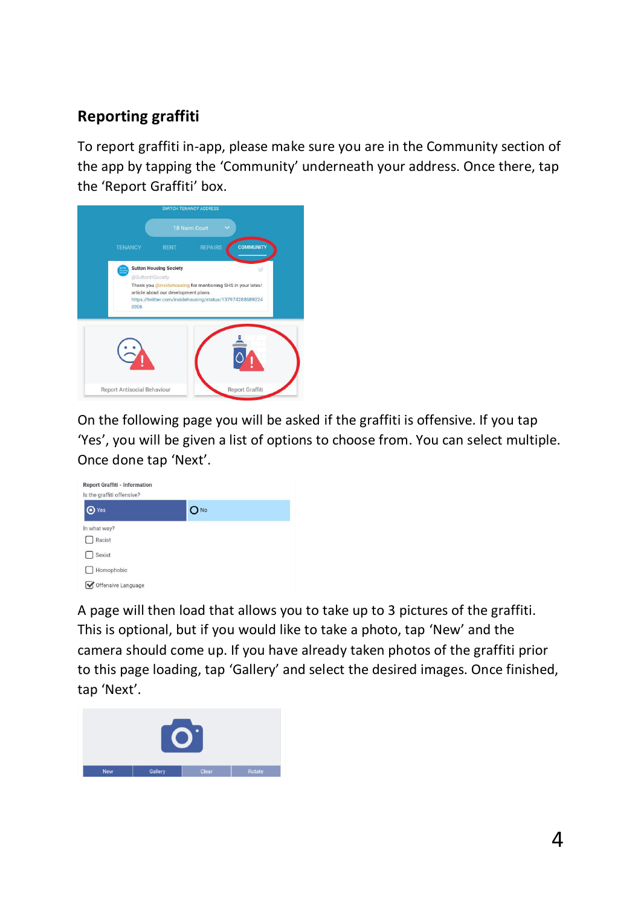## Reporting graffiti

To report graffiti in-app, please make sure you are in the Community section of the app by tapping the ‘Community’ underneath your address. Once there, tap the ‘Report Graffiti’ box.

On the following page you will be asked if the graffiti is offensive. If you tap ‘Yes’, you will be given a list of options to choose from. You can select multiple. Once done tap ‘Next’.

A page will then load that allows you to take up to 3 pictures of the graffiti. This is optional, but if you would like to take a photo, tap ‘New’ and the camera should come up. If you have already taken photos of the graffiti prior to this page loading, tap ‘Gallery’ and select the desired images. Once finished, tap ‘Next’.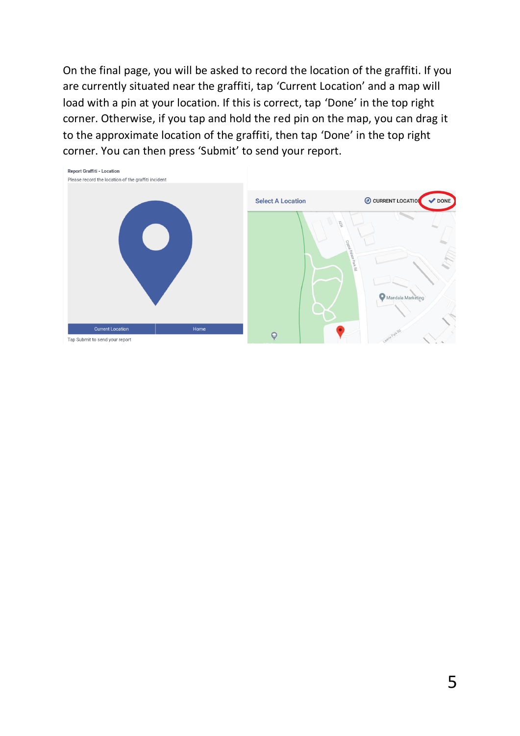On the final page, you will be asked to record the location of the graffiti. If you are currently situated near the graffiti, tap ‘Current Location’ and a map will load with a pin at your location. If this is correct, tap ‘Done’ in the top right corner. Otherwise, if you tap and hold the red pin on the map, you can drag it to the approximate location of the graffiti, then tap ‘Done’ in the top right corner. You can then press ‘Submit’ to send your report.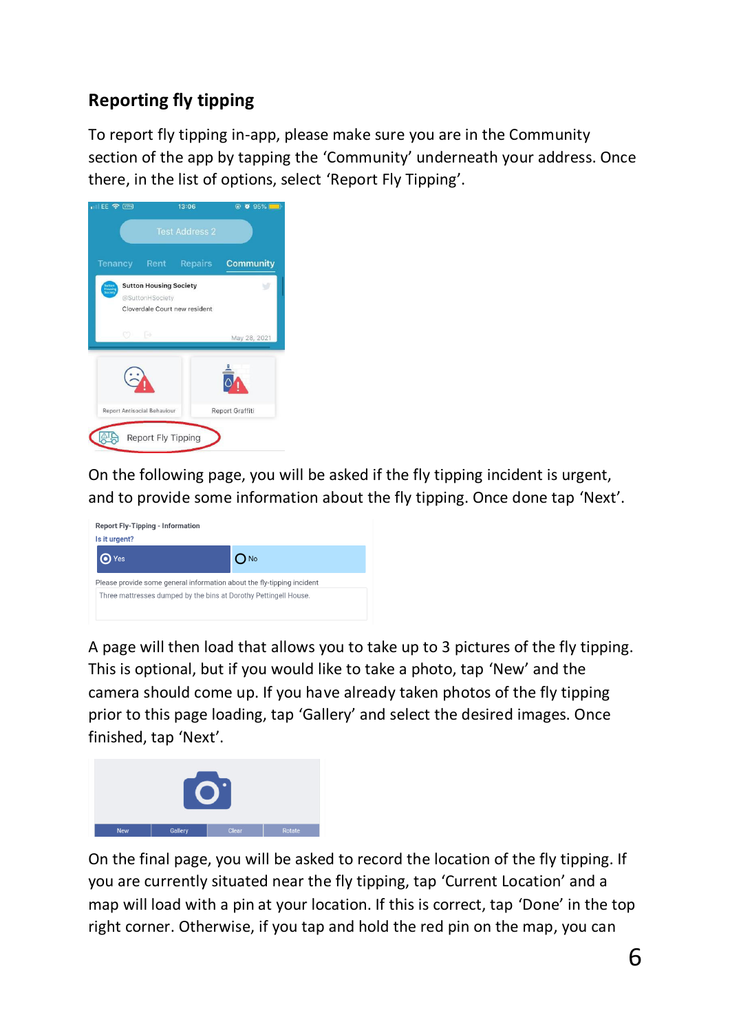## Reporting fly tipping

To report fly tipping in-app, please make sure you are in the Community section of the app by tapping the 'Community' underneath your address. Once there, in the list of options, select 'Report Fly Tipping'.

On the following page, you will be asked if the fly tipping incident is urgent, and to provide some information about the fly tipping. Once done tap 'Next'.

A page will then load that allows you to take up to 3 pictures of the fly tipping. This is optional, but if you would like to take a photo, tap 'New' and the camera should come up. If you have already taken photos of the fly tipping prior to this page loading, tap 'Gallery' and select the desired images. Once finished, tap 'Next'.

On the final page, you will be asked to record the location of the fly tipping. If you are currently situated near the fly tipping, tap 'Current Location' and a map will load with a pin at your location. If this is correct, tap 'Done' in the top right corner. Otherwise, if you tap and hold the red pin on the map, you can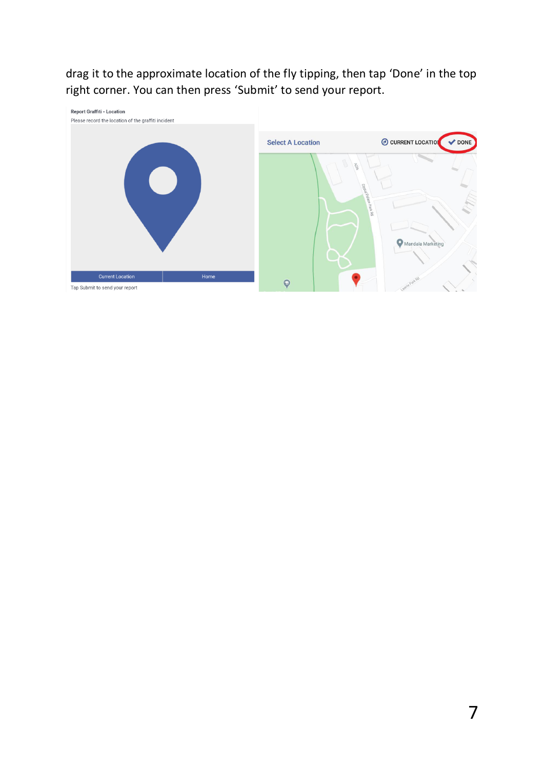drag it to the approximate location of the fly tipping, then tap 'Done' in the top right corner. You can then press 'Submit' to send your report.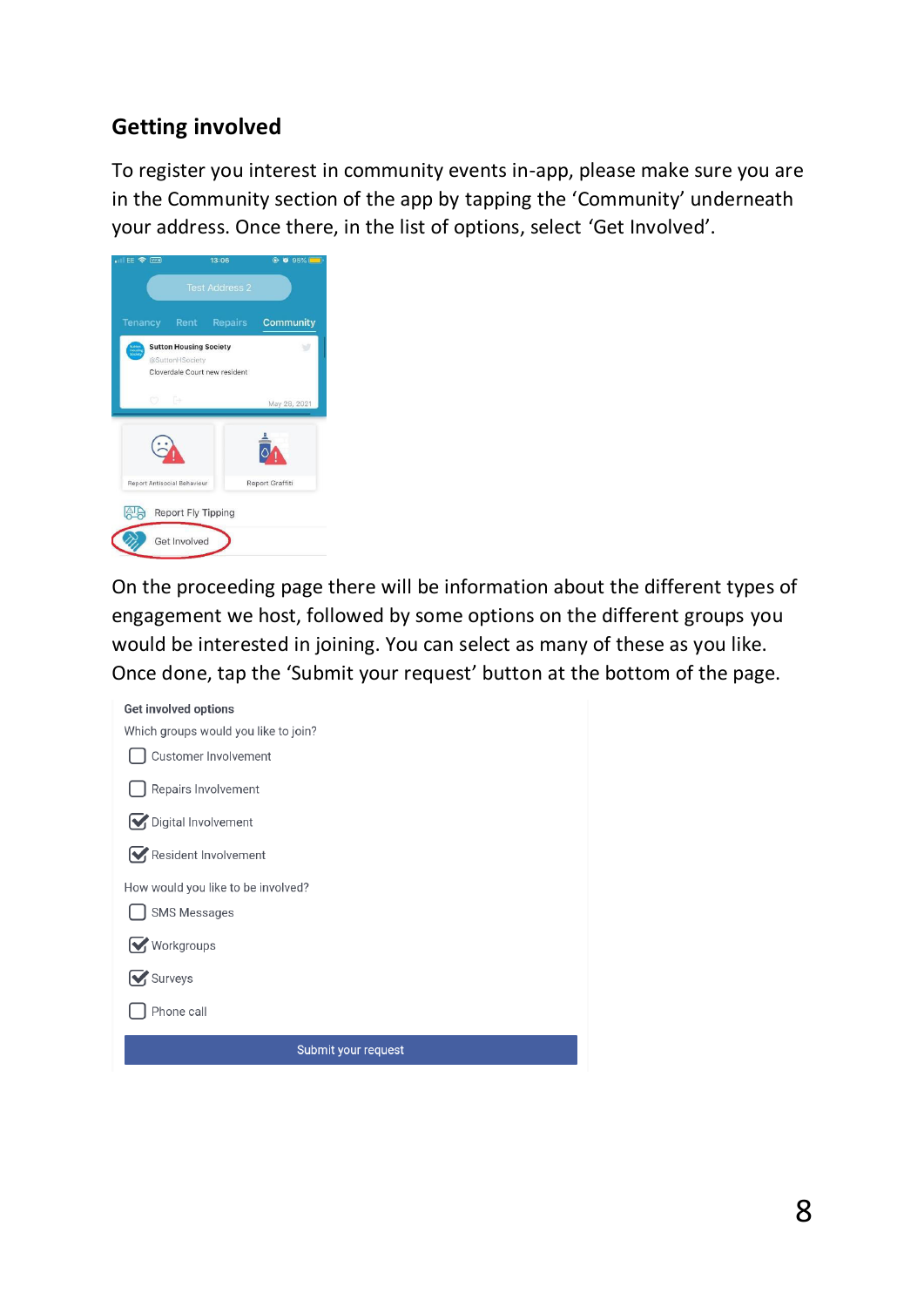## Getting involved

To register you interest in community events in-app, please make sure you are in the Community section of the app by tapping the 'Community' underneath your address. Once there, in the list of options, select 'Get Involved'.

On the proceeding page there will be information about the different types of engagement we host, followed by some options on the different groups you would be interested in joining. You can select as many of these as you like. Once done, tap the 'Submit your request' button at the bottom of the page.